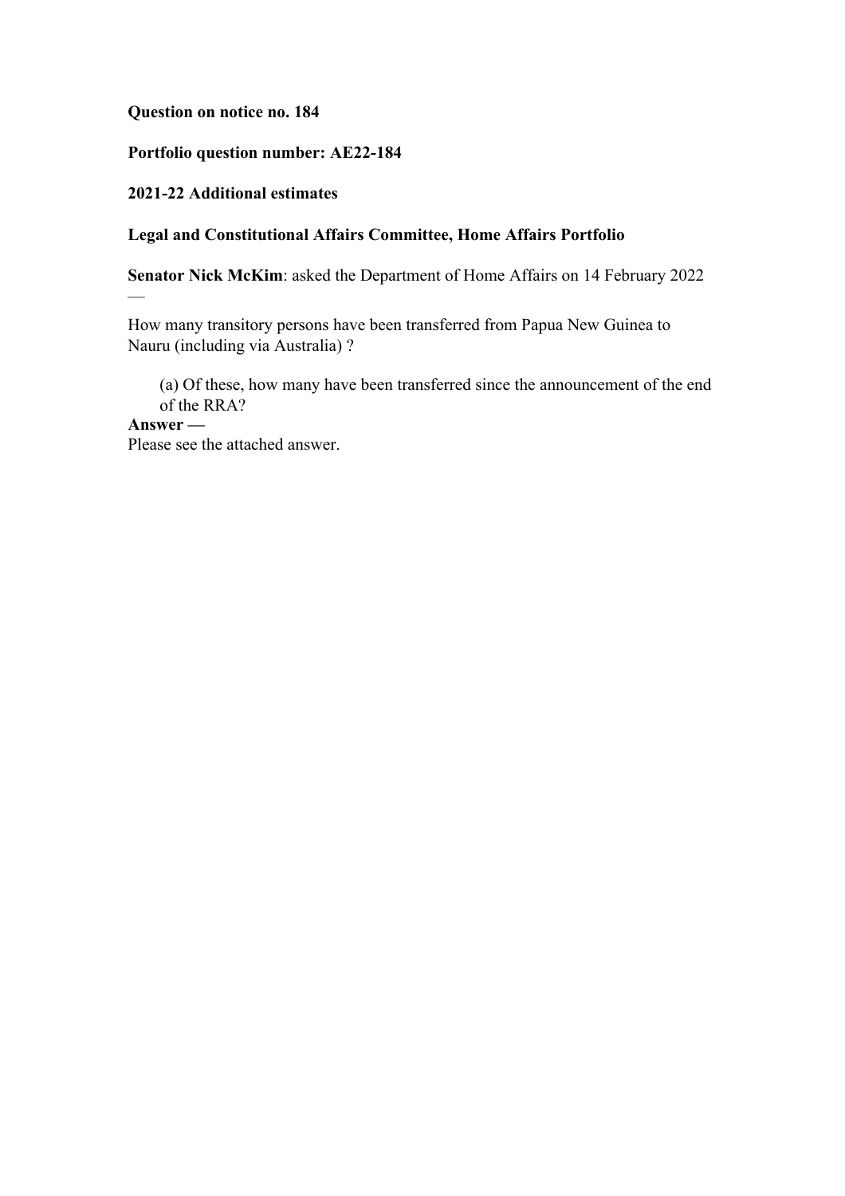**Question on notice no. 184**

**Portfolio question number: AE22-184**

**2021-22 Additional estimates**

**Legal and Constitutional Affairs Committee, Home Affairs Portfolio**

**Senator Nick McKim**: asked the Department of Home Affairs on 14 February 2022 —

How many transitory persons have been transferred from Papua New Guinea to Nauru (including via Australia) ?

(a) Of these, how many have been transferred since the announcement of the end of the RRA?

**Answer —**

Please see the attached answer.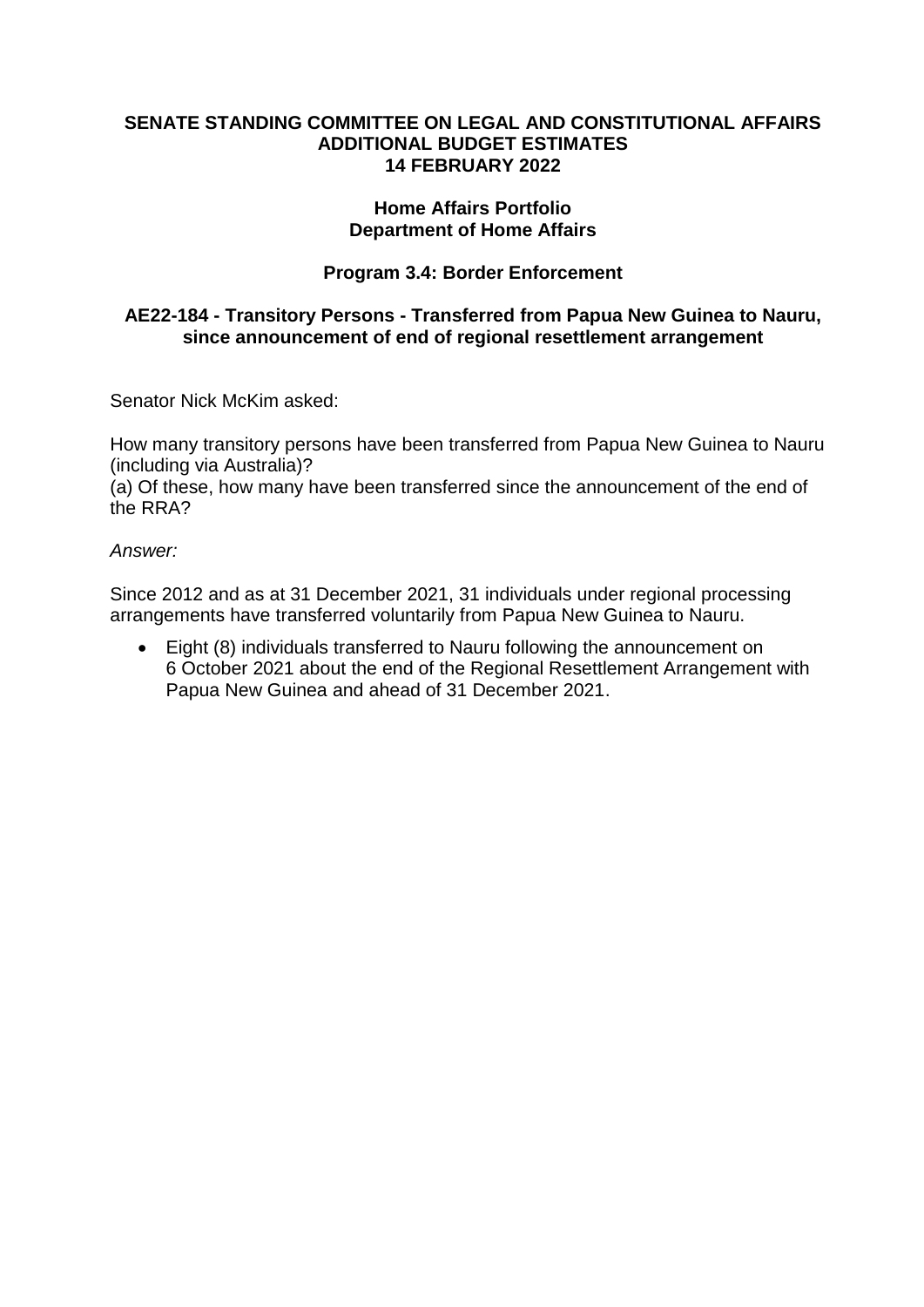**SENATE STANDING COMMITTEE ON LEGAL AND CONSTITUTIONAL AFFAIRS**
**ADDITIONAL BUDGET ESTIMATES**
**14 FEBRUARY 2022**

**Home Affairs Portfolio**
**Department of Home Affairs**

**Program 3.4: Border Enforcement**

**AE22-184 - Transitory Persons - Transferred from Papua New Guinea to Nauru, since announcement of end of regional resettlement arrangement**

Senator Nick McKim asked:

How many transitory persons have been transferred from Papua New Guinea to Nauru (including via Australia)?
(a) Of these, how many have been transferred since the announcement of the end of the RRA?

*Answer:*

Since 2012 and as at 31 December 2021, 31 individuals under regional processing arrangements have transferred voluntarily from Papua New Guinea to Nauru.

- Eight (8) individuals transferred to Nauru following the announcement on 6 October 2021 about the end of the Regional Resettlement Arrangement with Papua New Guinea and ahead of 31 December 2021.